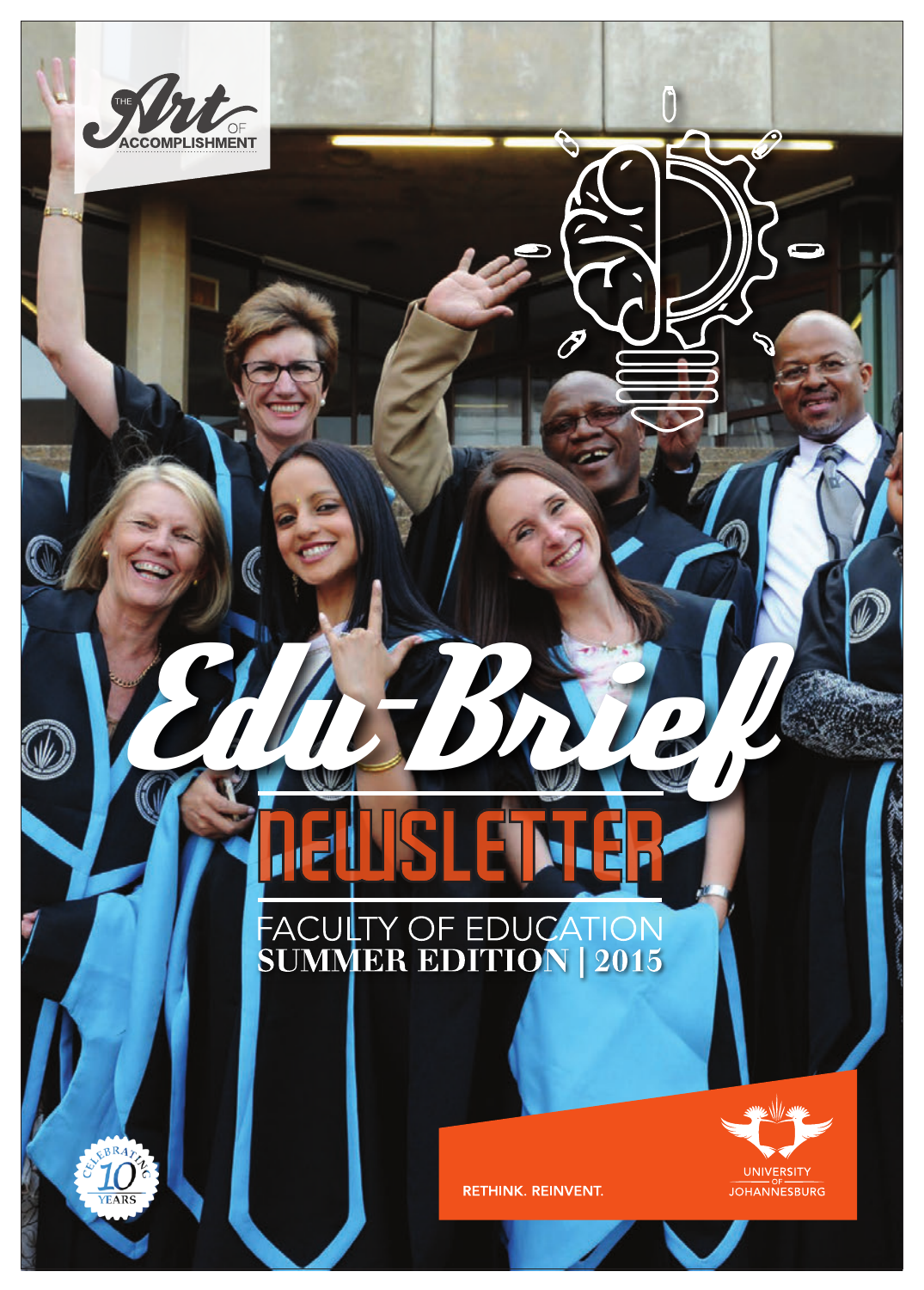THE Art OF ACCOMPLISHMENT

# Edu-Brief

## NEWSLETTER

FACULTY OF EDUCATION
**SUMMER EDITION | 2015**

CELEBRATING 10 YEARS

RETHINK. REINVENT.

UNIVERSITY OF JOHANNESBURG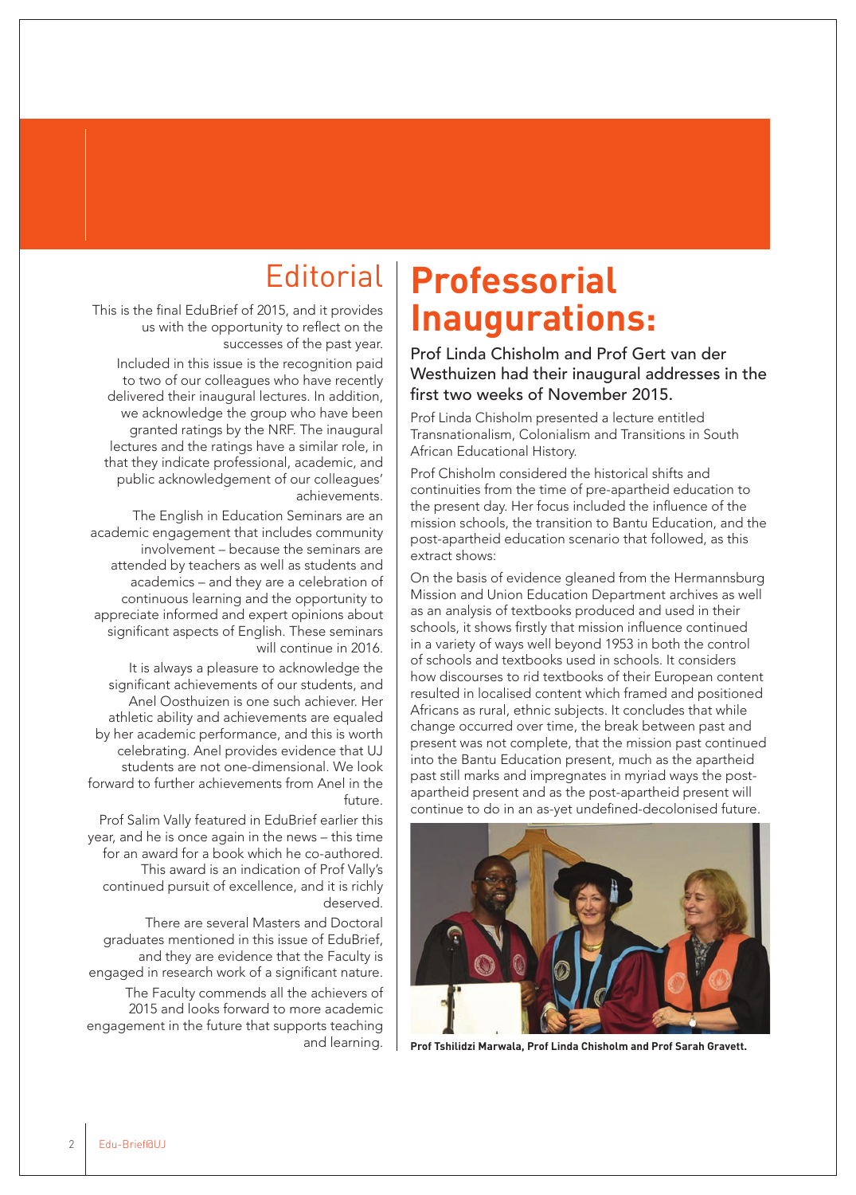# Editorial

This is the final EduBrief of 2015, and it provides us with the opportunity to reflect on the successes of the past year.

Included in this issue is the recognition paid to two of our colleagues who have recently delivered their inaugural lectures. In addition, we acknowledge the group who have been granted ratings by the NRF. The inaugural lectures and the ratings have a similar role, in that they indicate professional, academic, and public acknowledgement of our colleagues' achievements.

The English in Education Seminars are an academic engagement that includes community involvement – because the seminars are attended by teachers as well as students and academics – and they are a celebration of continuous learning and the opportunity to appreciate informed and expert opinions about significant aspects of English. These seminars will continue in 2016.

It is always a pleasure to acknowledge the significant achievements of our students, and Anel Oosthuizen is one such achiever. Her athletic ability and achievements are equaled by her academic performance, and this is worth celebrating. Anel provides evidence that UJ students are not one-dimensional. We look forward to further achievements from Anel in the future.

Prof Salim Vally featured in EduBrief earlier this year, and he is once again in the news – this time for an award for a book which he co-authored. This award is an indication of Prof Vally's continued pursuit of excellence, and it is richly deserved.

There are several Masters and Doctoral graduates mentioned in this issue of EduBrief, and they are evidence that the Faculty is engaged in research work of a significant nature.

The Faculty commends all the achievers of 2015 and looks forward to more academic engagement in the future that supports teaching and learning.

# Professorial Inaugurations:

### Prof Linda Chisholm and Prof Gert van der Westhuizen had their inaugural addresses in the first two weeks of November 2015.

Prof Linda Chisholm presented a lecture entitled Transnationalism, Colonialism and Transitions in South African Educational History.

Prof Chisholm considered the historical shifts and continuities from the time of pre-apartheid education to the present day. Her focus included the influence of the mission schools, the transition to Bantu Education, and the post-apartheid education scenario that followed, as this extract shows:

On the basis of evidence gleaned from the Hermannsburg Mission and Union Education Department archives as well as an analysis of textbooks produced and used in their schools, it shows firstly that mission influence continued in a variety of ways well beyond 1953 in both the control of schools and textbooks used in schools. It considers how discourses to rid textbooks of their European content resulted in localised content which framed and positioned Africans as rural, ethnic subjects. It concludes that while change occurred over time, the break between past and present was not complete, that the mission past continued into the Bantu Education present, much as the apartheid past still marks and impregnates in myriad ways the post-apartheid present and as the post-apartheid present will continue to do in an as-yet undefined-decolonised future.

**Prof Tshilidzi Marwala, Prof Linda Chisholm and Prof Sarah Gravett.**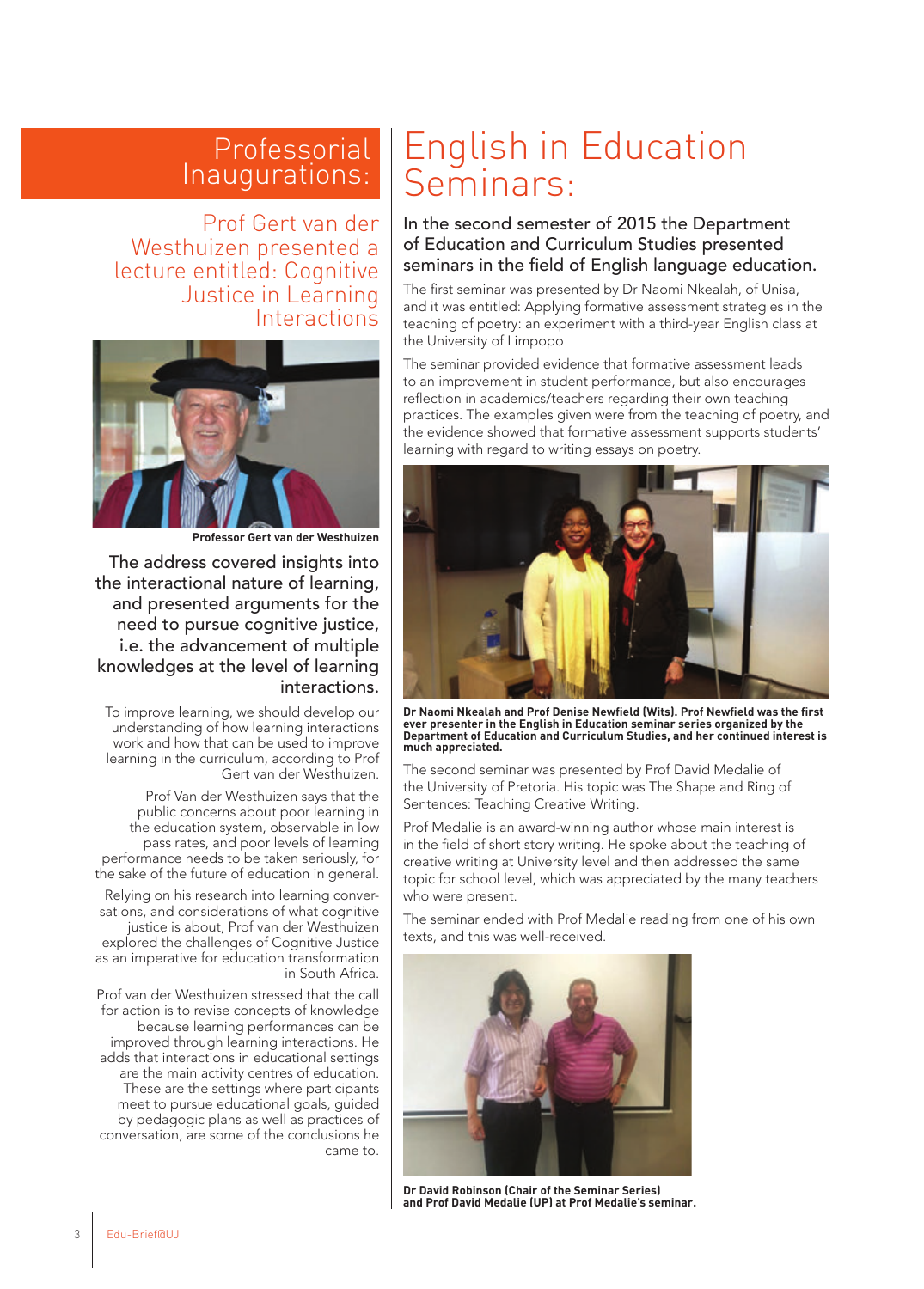# Professorial Inaugurations:

## Prof Gert van der Westhuizen presented a lecture entitled: Cognitive Justice in Learning Interactions

Professor Gert van der Westhuizen

**The address covered insights into the interactional nature of learning, and presented arguments for the need to pursue cognitive justice, i.e. the advancement of multiple knowledges at the level of learning interactions.**

To improve learning, we should develop our understanding of how learning interactions work and how that can be used to improve learning in the curriculum, according to Prof Gert van der Westhuizen.

Prof Van der Westhuizen says that the public concerns about poor learning in the education system, observable in low pass rates, and poor levels of learning performance needs to be taken seriously, for the sake of the future of education in general.

Relying on his research into learning conversations, and considerations of what cognitive justice is about, Prof van der Westhuizen explored the challenges of Cognitive Justice as an imperative for education transformation in South Africa.

Prof van der Westhuizen stressed that the call for action is to revise concepts of knowledge because learning performances can be improved through learning interactions. He adds that interactions in educational settings are the main activity centres of education. These are the settings where participants meet to pursue educational goals, guided by pedagogic plans as well as practices of conversation, are some of the conclusions he came to.

# English in Education Seminars:

**In the second semester of 2015 the Department of Education and Curriculum Studies presented seminars in the field of English language education.**

The first seminar was presented by Dr Naomi Nkealah, of Unisa, and it was entitled: Applying formative assessment strategies in the teaching of poetry: an experiment with a third-year English class at the University of Limpopo

The seminar provided evidence that formative assessment leads to an improvement in student performance, but also encourages reflection in academics/teachers regarding their own teaching practices. The examples given were from the teaching of poetry, and the evidence showed that formative assessment supports students' learning with regard to writing essays on poetry.

**Dr Naomi Nkealah and Prof Denise Newfield (Wits). Prof Newfield was the first ever presenter in the English in Education seminar series organized by the Department of Education and Curriculum Studies, and her continued interest is much appreciated.**

The second seminar was presented by Prof David Medalie of the University of Pretoria. His topic was The Shape and Ring of Sentences: Teaching Creative Writing.

Prof Medalie is an award-winning author whose main interest is in the field of short story writing. He spoke about the teaching of creative writing at University level and then addressed the same topic for school level, which was appreciated by the many teachers who were present.

The seminar ended with Prof Medalie reading from one of his own texts, and this was well-received.

**Dr David Robinson (Chair of the Seminar Series) and Prof David Medalie (UP) at Prof Medalie's seminar.**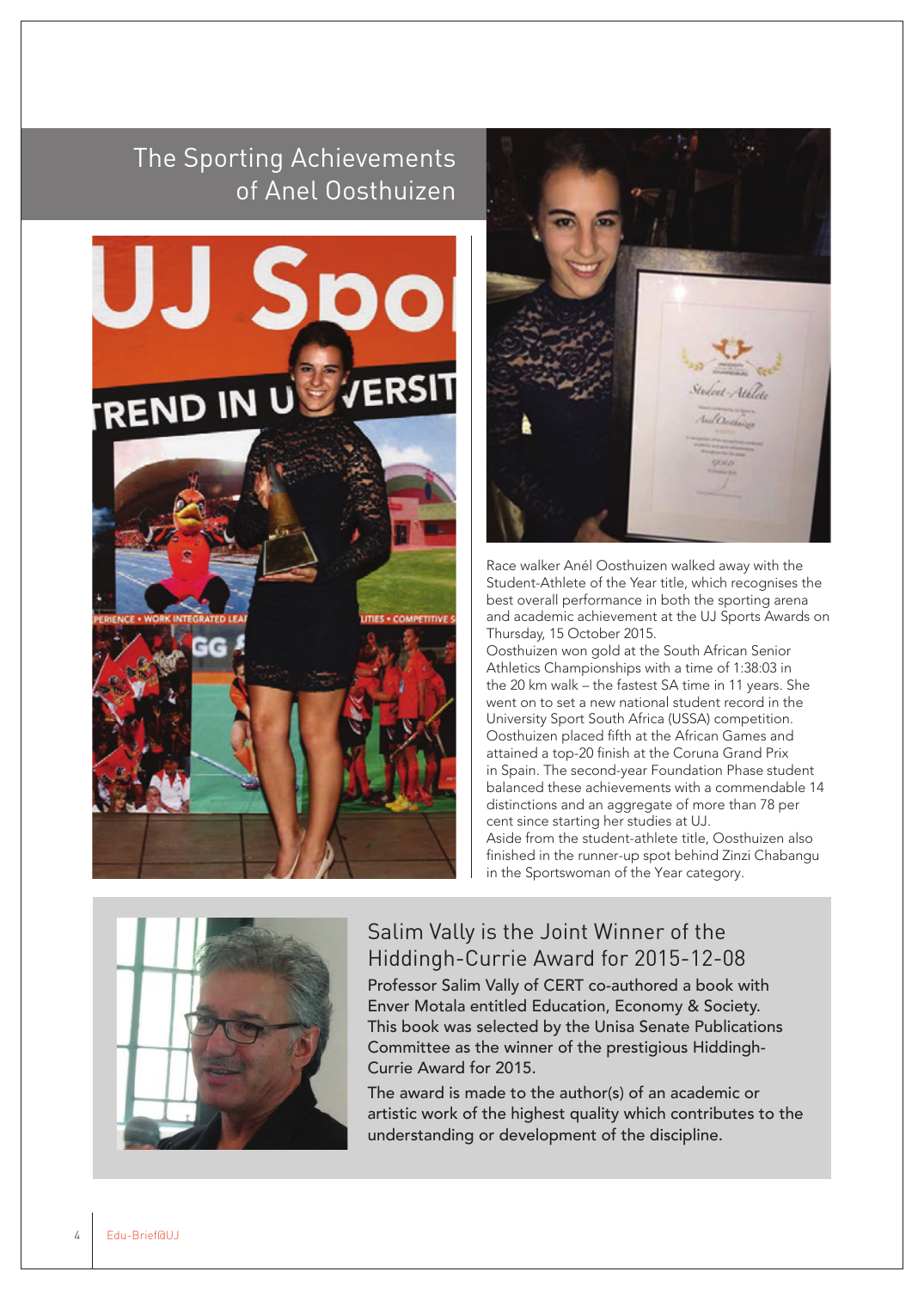## The Sporting Achievements of Anel Oosthuizen

Race walker Anél Oosthuizen walked away with the Student-Athlete of the Year title, which recognises the best overall performance in both the sporting arena and academic achievement at the UJ Sports Awards on Thursday, 15 October 2015.

Oosthuizen won gold at the South African Senior Athletics Championships with a time of 1:38:03 in the 20 km walk – the fastest SA time in 11 years. She went on to set a new national student record in the University Sport South Africa (USSA) competition. Oosthuizen placed fifth at the African Games and attained a top-20 finish at the Coruna Grand Prix in Spain. The second-year Foundation Phase student balanced these achievements with a commendable 14 distinctions and an aggregate of more than 78 per cent since starting her studies at UJ.

Aside from the student-athlete title, Oosthuizen also finished in the runner-up spot behind Zinzi Chabangu in the Sportswoman of the Year category.

## Salim Vally is the Joint Winner of the Hiddingh-Currie Award for 2015-12-08

Professor Salim Vally of CERT co-authored a book with Enver Motala entitled Education, Economy & Society. This book was selected by the Unisa Senate Publications Committee as the winner of the prestigious Hiddingh-Currie Award for 2015.

The award is made to the author(s) of an academic or artistic work of the highest quality which contributes to the understanding or development of the discipline.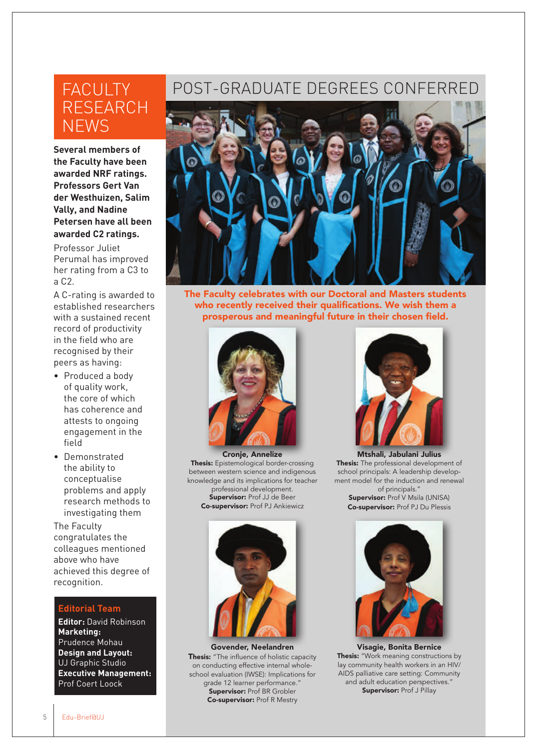# FACULTY RESEARCH NEWS

**Several members of the Faculty have been awarded NRF ratings. Professors Gert Van der Westhuizen, Salim Vally, and Nadine Petersen have all been awarded C2 ratings.**

Professor Juliet Perumal has improved her rating from a C3 to a C2.

A C-rating is awarded to established researchers with a sustained recent record of productivity in the field who are recognised by their peers as having:

- Produced a body of quality work, the core of which has coherence and attests to ongoing engagement in the field
- Demonstrated the ability to conceptualise problems and apply research methods to investigating them

The Faculty congratulates the colleagues mentioned above who have achieved this degree of recognition.

### Editorial Team

**Editor:** David Robinson
**Marketing:** Prudence Mohau
**Design and Layout:** UJ Graphic Studio
**Executive Management:** Prof Coert Loock

# POST-GRADUATE DEGREES CONFERRED

**The Faculty celebrates with our Doctoral and Masters students who recently received their qualifications. We wish them a prosperous and meaningful future in their chosen field.**

**Cronje, Annelize**
**Thesis:** Epistemological border-crossing between western science and indigenous knowledge and its implications for teacher professional development.
**Supervisor:** Prof JJ de Beer
**Co-supervisor:** Prof PJ Ankiewicz

**Mtshali, Jabulani Julius**
**Thesis:** The professional development of school principals: A leadership development model for the induction and renewal of principals."
**Supervisor:** Prof V Msila (UNISA)
**Co-supervisor:** Prof PJ Du Plessis

**Govender, Neelandren**
**Thesis:** "The influence of holistic capacity on conducting effective internal whole-school evaluation (IWSE): Implications for grade 12 learner performance."
**Supervisor:** Prof BR Grobler
**Co-supervisor:** Prof R Mestry

**Visagie, Bonita Bernice**
**Thesis:** "Work meaning constructions by lay community health workers in an HIV/AIDS palliative care setting: Community and adult education perspectives."
**Supervisor:** Prof J Pillay